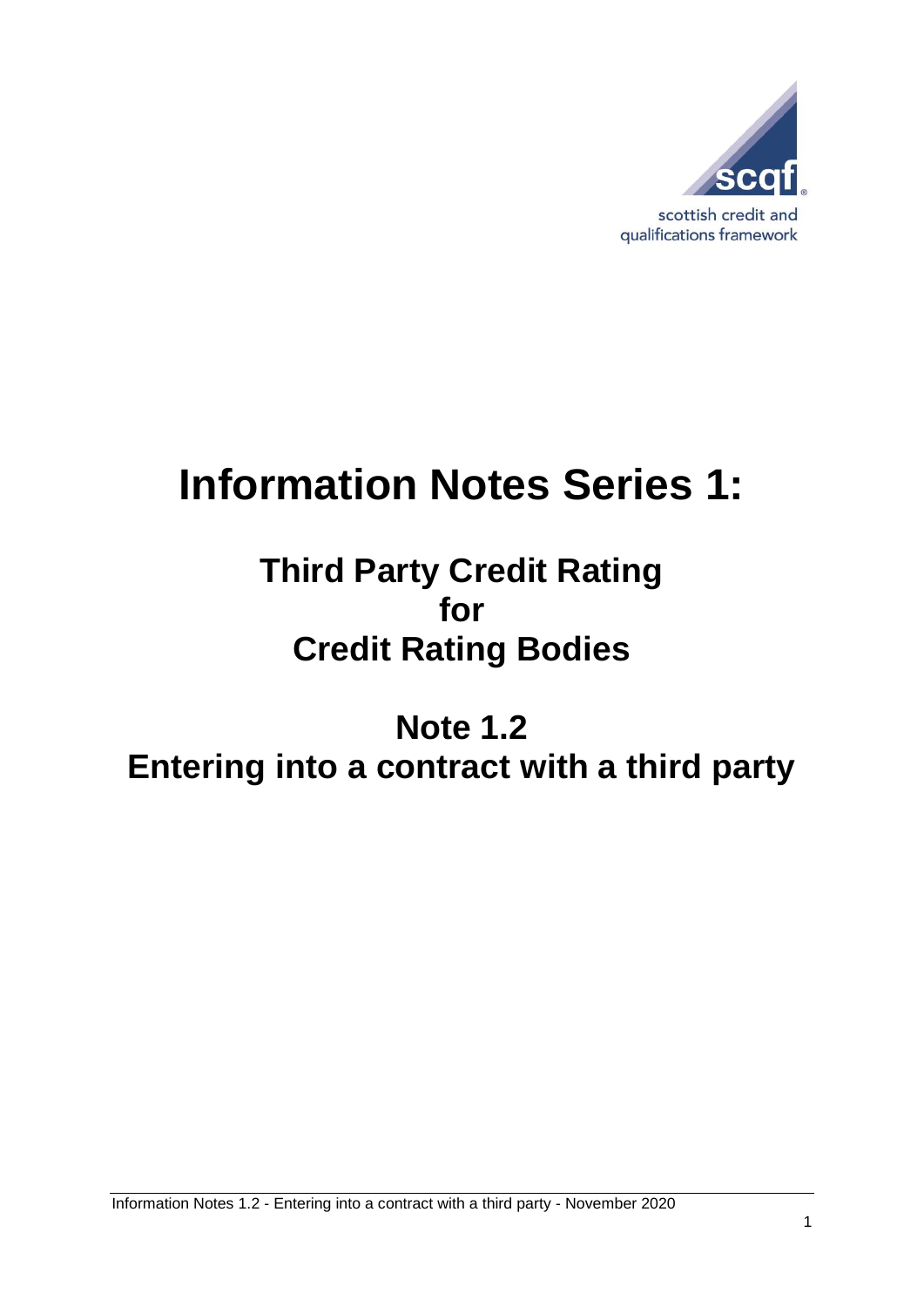scottish credit and qualifications framework

# Information Notes Series 1:

## Third Party Credit Rating for Credit Rating Bodies

## Note 1.2 Entering into a contract with a third party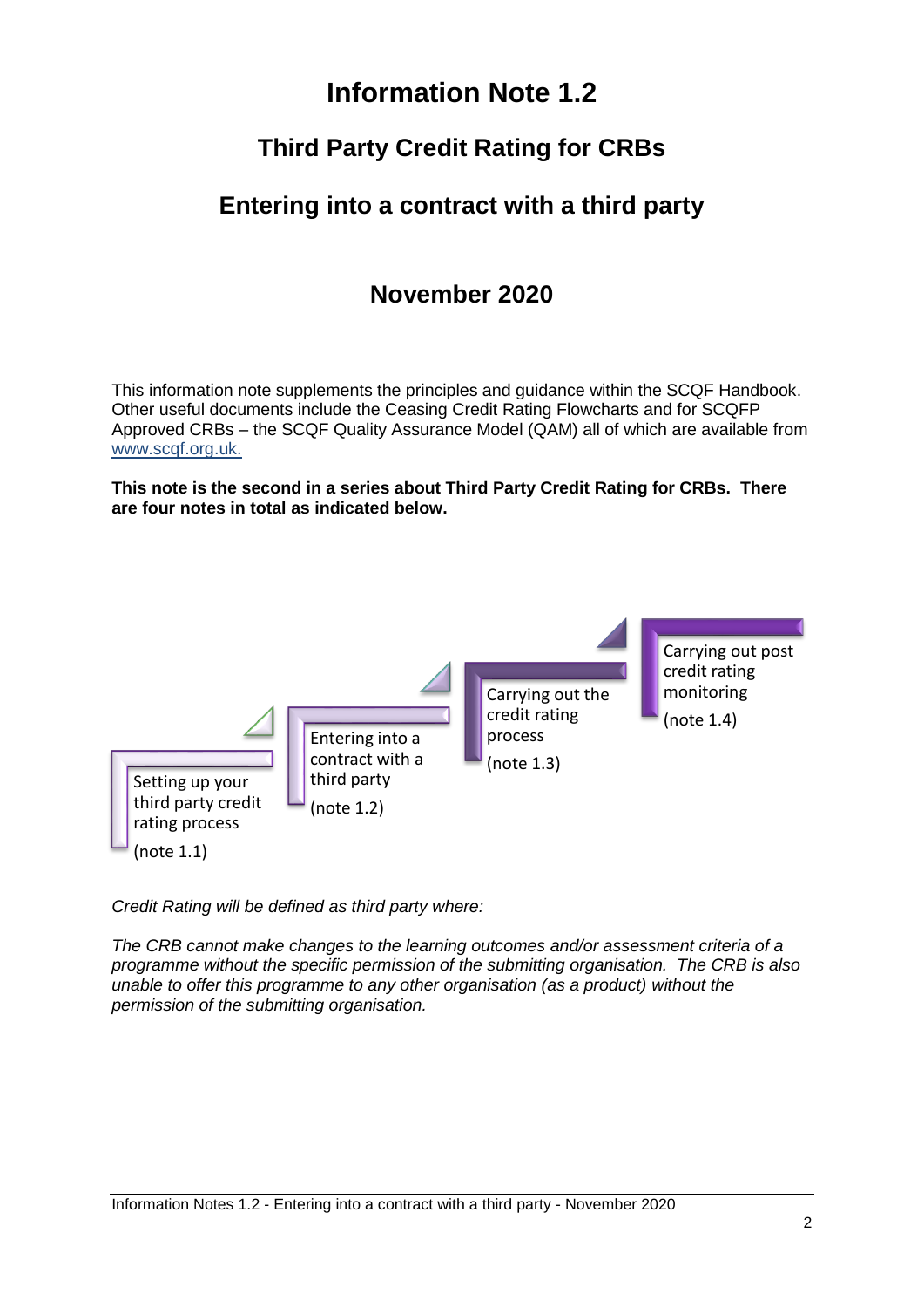# Information Note 1.2

## Third Party Credit Rating for CRBs

## Entering into a contract with a third party

## November 2020

This information note supplements the principles and guidance within the SCQF Handbook. Other useful documents include the Ceasing Credit Rating Flowcharts and for SCQFP Approved CRBs – the SCQF Quality Assurance Model (QAM) all of which are available from www.scqf.org.uk.

**This note is the second in a series about Third Party Credit Rating for CRBs. There are four notes in total as indicated below.**

Setting up your third party credit rating process
(note 1.1)

Entering into a contract with a third party
(note 1.2)

Carrying out the credit rating process
(note 1.3)

Carrying out post credit rating monitoring
(note 1.4)

*Credit Rating will be defined as third party where:*

*The CRB cannot make changes to the learning outcomes and/or assessment criteria of a programme without the specific permission of the submitting organisation. The CRB is also unable to offer this programme to any other organisation (as a product) without the permission of the submitting organisation.*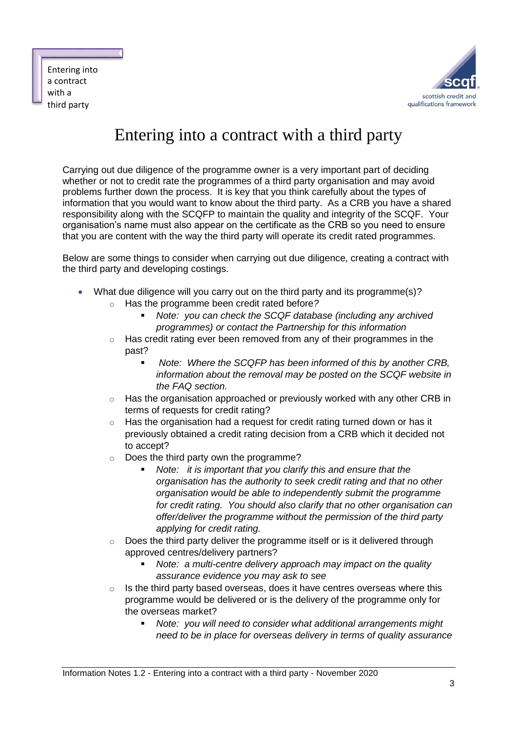# Entering into a contract with a third party

Carrying out due diligence of the programme owner is a very important part of deciding whether or not to credit rate the programmes of a third party organisation and may avoid problems further down the process. It is key that you think carefully about the types of information that you would want to know about the third party. As a CRB you have a shared responsibility along with the SCQFP to maintain the quality and integrity of the SCQF. Your organisation's name must also appear on the certificate as the CRB so you need to ensure that you are content with the way the third party will operate its credit rated programmes.

Below are some things to consider when carrying out due diligence, creating a contract with the third party and developing costings.

- What due diligence will you carry out on the third party and its programme(s)?
  - Has the programme been credit rated before?
    - *Note: you can check the SCQF database (including any archived programmes) or contact the Partnership for this information*
  - Has credit rating ever been removed from any of their programmes in the past?
    - *Note: Where the SCQFP has been informed of this by another CRB, information about the removal may be posted on the SCQF website in the FAQ section.*
  - Has the organisation approached or previously worked with any other CRB in terms of requests for credit rating?
  - Has the organisation had a request for credit rating turned down or has it previously obtained a credit rating decision from a CRB which it decided not to accept?
  - Does the third party own the programme?
    - *Note: it is important that you clarify this and ensure that the organisation has the authority to seek credit rating and that no other organisation would be able to independently submit the programme for credit rating. You should also clarify that no other organisation can offer/deliver the programme without the permission of the third party applying for credit rating.*
  - Does the third party deliver the programme itself or is it delivered through approved centres/delivery partners?
    - *Note: a multi-centre delivery approach may impact on the quality assurance evidence you may ask to see*
  - Is the third party based overseas, does it have centres overseas where this programme would be delivered or is the delivery of the programme only for the overseas market?
    - *Note: you will need to consider what additional arrangements might need to be in place for overseas delivery in terms of quality assurance*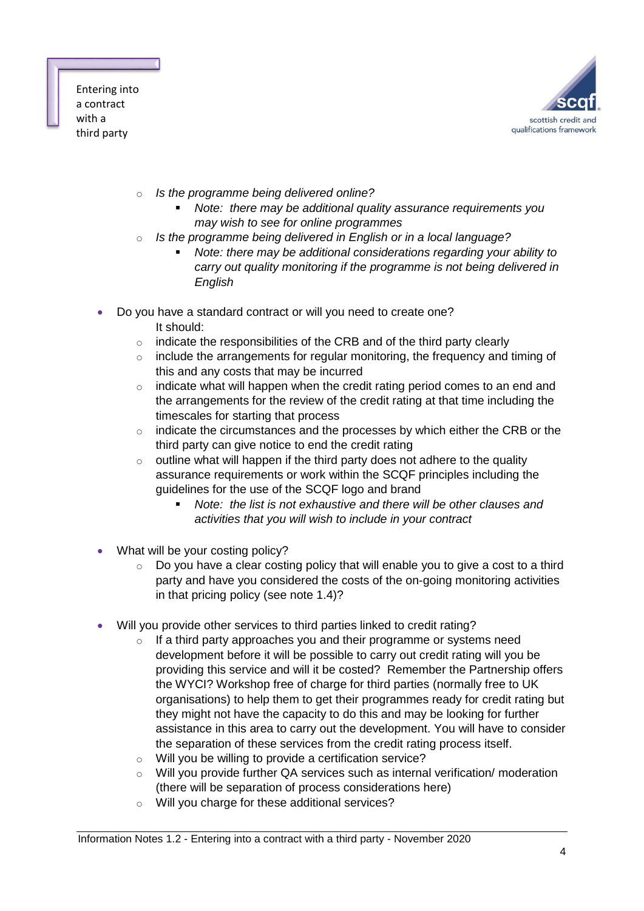- *Is the programme being delivered online?*
    - *Note: there may be additional quality assurance requirements you may wish to see for online programmes*
- *Is the programme being delivered in English or in a local language?*
    - *Note: there may be additional considerations regarding your ability to carry out quality monitoring if the programme is not being delivered in English*

- Do you have a standard contract or will you need to create one?
  It should:
    - indicate the responsibilities of the CRB and of the third party clearly
    - include the arrangements for regular monitoring, the frequency and timing of this and any costs that may be incurred
    - indicate what will happen when the credit rating period comes to an end and the arrangements for the review of the credit rating at that time including the timescales for starting that process
    - indicate the circumstances and the processes by which either the CRB or the third party can give notice to end the credit rating
    - outline what will happen if the third party does not adhere to the quality assurance requirements or work within the SCQF principles including the guidelines for the use of the SCQF logo and brand
        - *Note: the list is not exhaustive and there will be other clauses and activities that you will wish to include in your contract*

- What will be your costing policy?
    - Do you have a clear costing policy that will enable you to give a cost to a third party and have you considered the costs of the on-going monitoring activities in that pricing policy (see note 1.4)?

- Will you provide other services to third parties linked to credit rating?
    - If a third party approaches you and their programme or systems need development before it will be possible to carry out credit rating will you be providing this service and will it be costed? Remember the Partnership offers the WYCI? Workshop free of charge for third parties (normally free to UK organisations) to help them to get their programmes ready for credit rating but they might not have the capacity to do this and may be looking for further assistance in this area to carry out the development. You will have to consider the separation of these services from the credit rating process itself.
    - Will you be willing to provide a certification service?
    - Will you provide further QA services such as internal verification/ moderation (there will be separation of process considerations here)
    - Will you charge for these additional services?